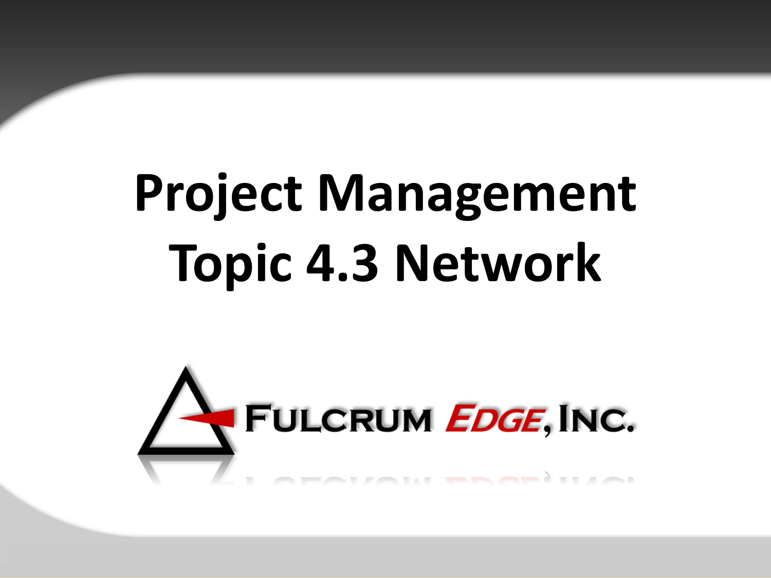# Project Management Topic 4.3 Network

FULCRUM EDGE, INC.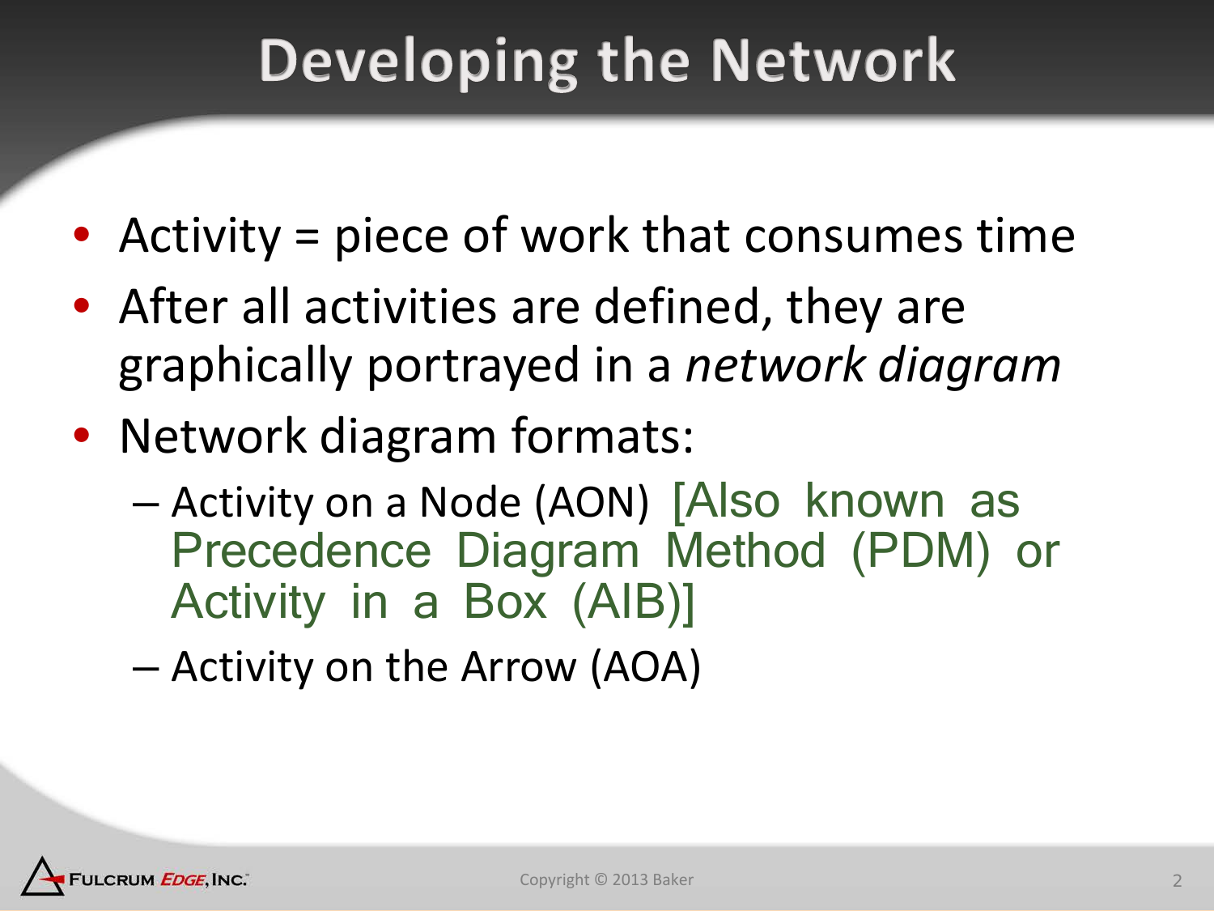# Developing the Network

- Activity = piece of work that consumes time
- After all activities are defined, they are graphically portrayed in a *network diagram*
- Network diagram formats:
  - Activity on a Node (AON) [Also known as Precedence Diagram Method (PDM) or Activity in a Box (AIB)]
  - Activity on the Arrow (AOA)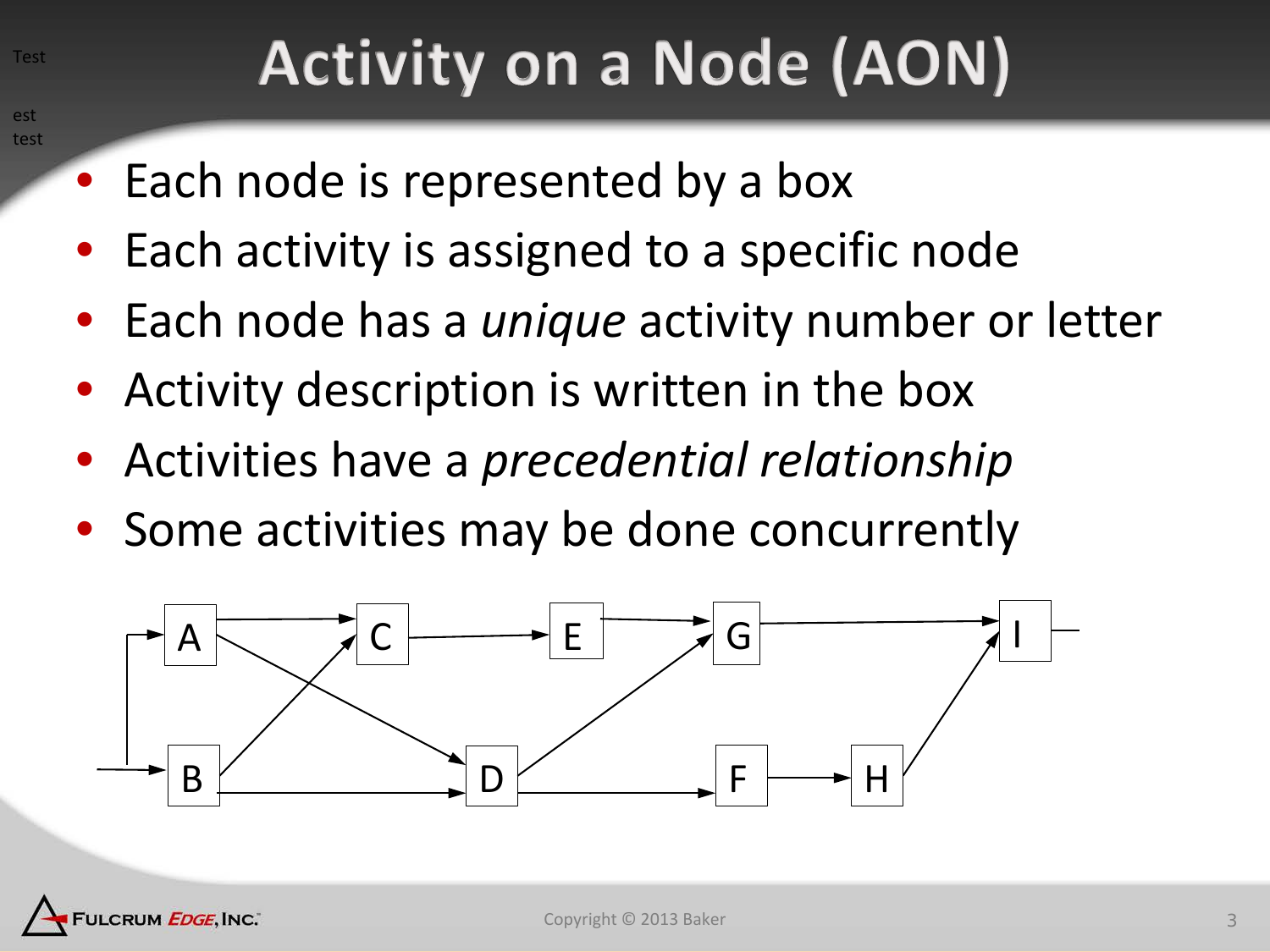# Activity on a Node (AON)

- Each node is represented by a box
- Each activity is assigned to a specific node
- Each node has a *unique* activity number or letter
- Activity description is written in the box
- Activities have a *precedential relationship*
- Some activities may be done concurrently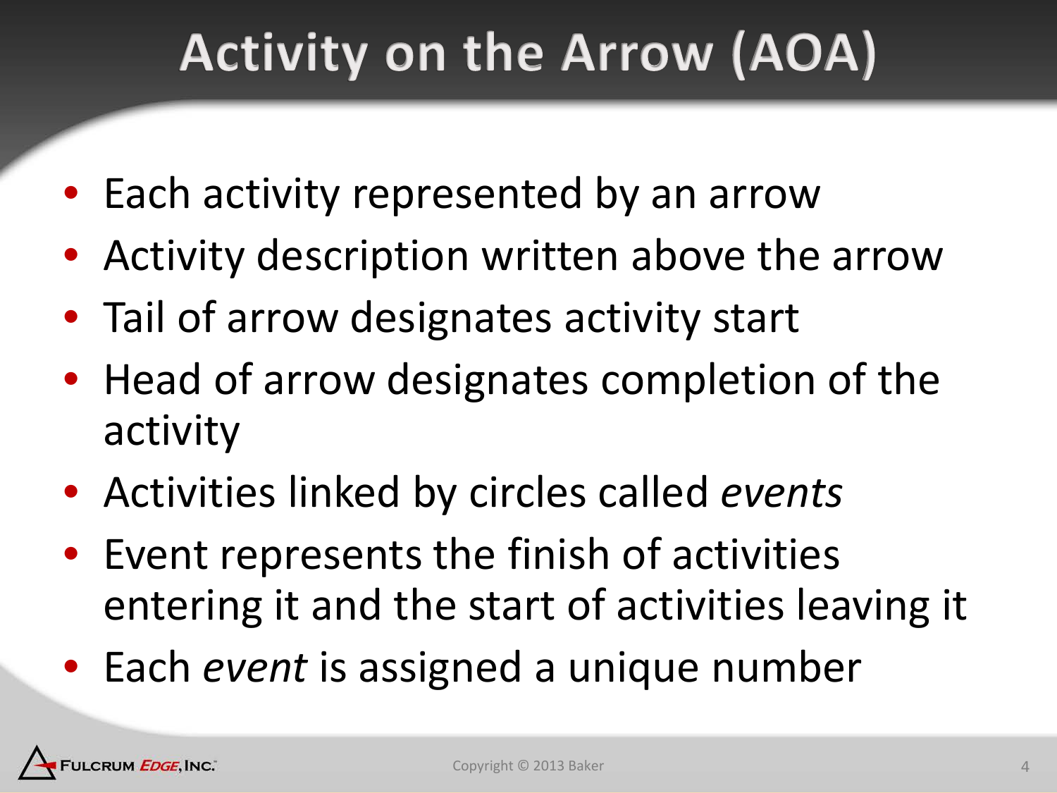# Activity on the Arrow (AOA)

- Each activity represented by an arrow
- Activity description written above the arrow
- Tail of arrow designates activity start
- Head of arrow designates completion of the activity
- Activities linked by circles called *events*
- Event represents the finish of activities entering it and the start of activities leaving it
- Each *event* is assigned a unique number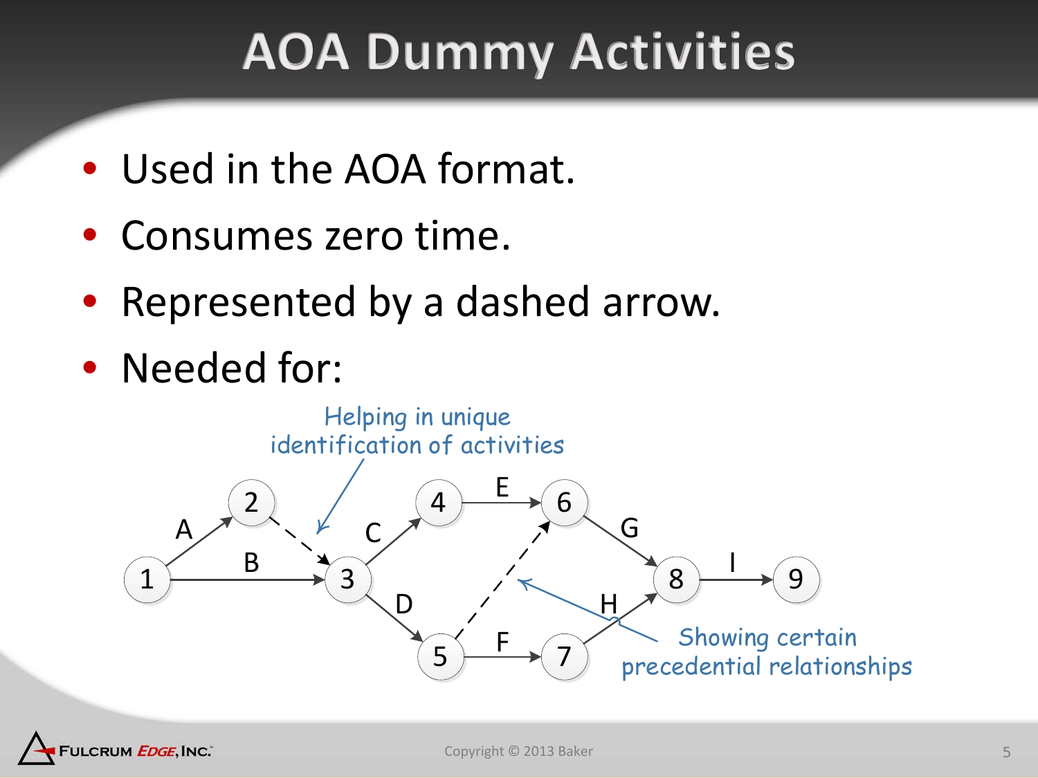# AOA Dummy Activities

- Used in the AOA format.
- Consumes zero time.
- Represented by a dashed arrow.
- Needed for:

Helping in unique identification of activities

Showing certain precedential relationships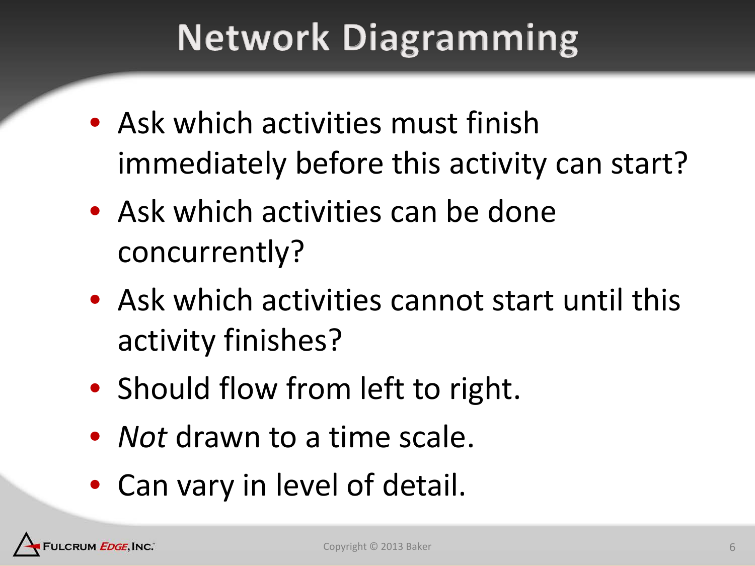# Network Diagramming

- Ask which activities must finish immediately before this activity can start?
- Ask which activities can be done concurrently?
- Ask which activities cannot start until this activity finishes?
- Should flow from left to right.
- *Not* drawn to a time scale.
- Can vary in level of detail.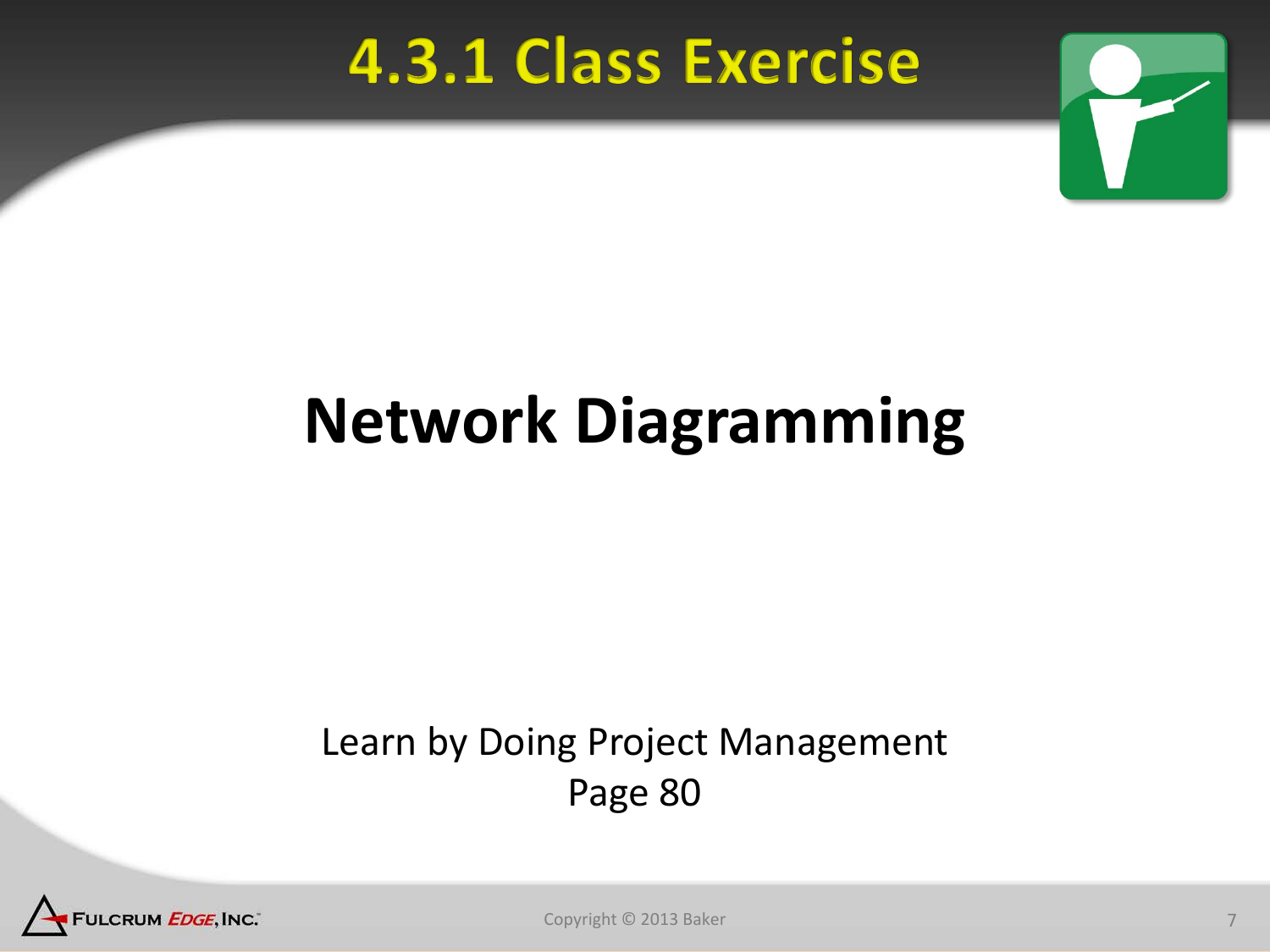# 4.3.1 Class Exercise

## Network Diagramming

Learn by Doing Project Management
Page 80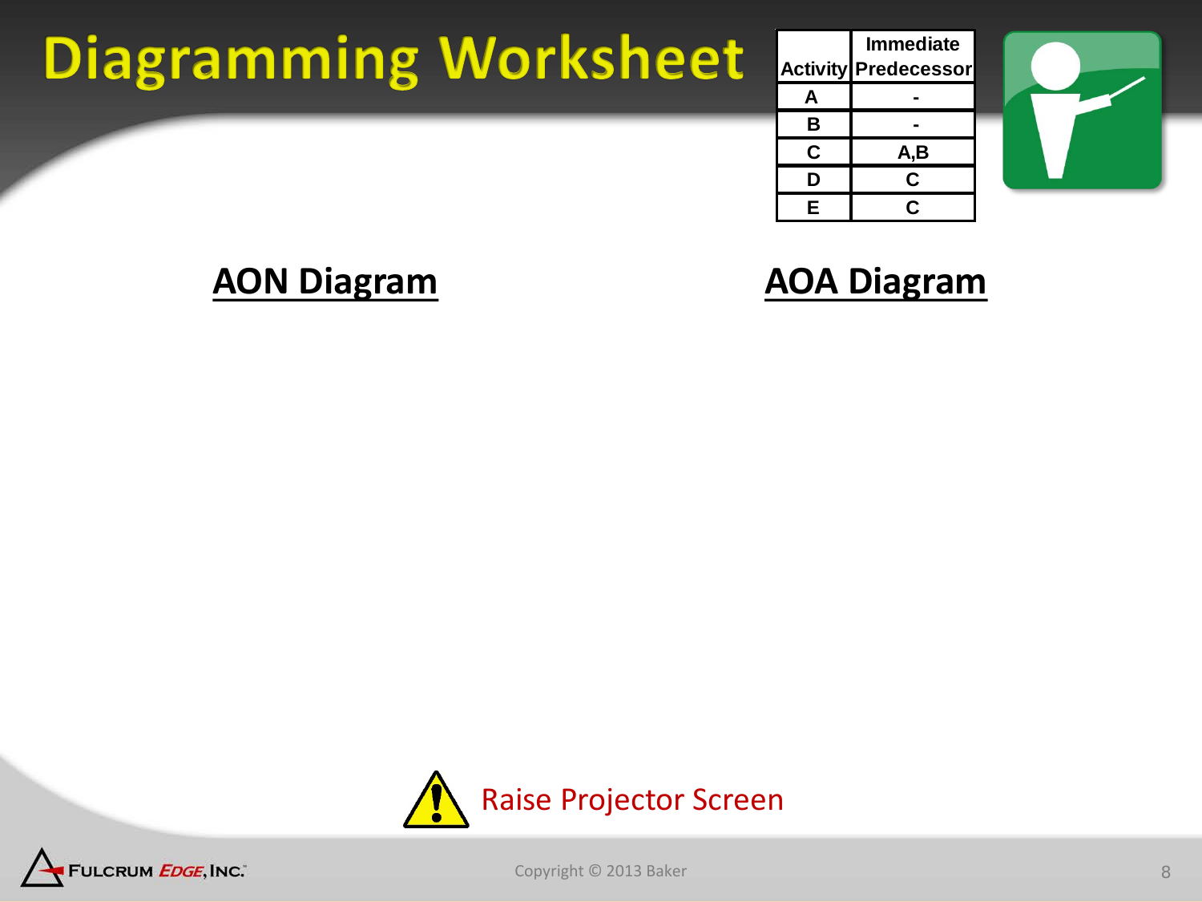# Diagramming Worksheet

| Activity | Immediate Predecessor |
| --- | --- |
| A | - |
| B | - |
| C | A,B |
| D | C |
| E | C |

## AON Diagram

## AOA Diagram

Raise Projector Screen

Copyright © 2013 Baker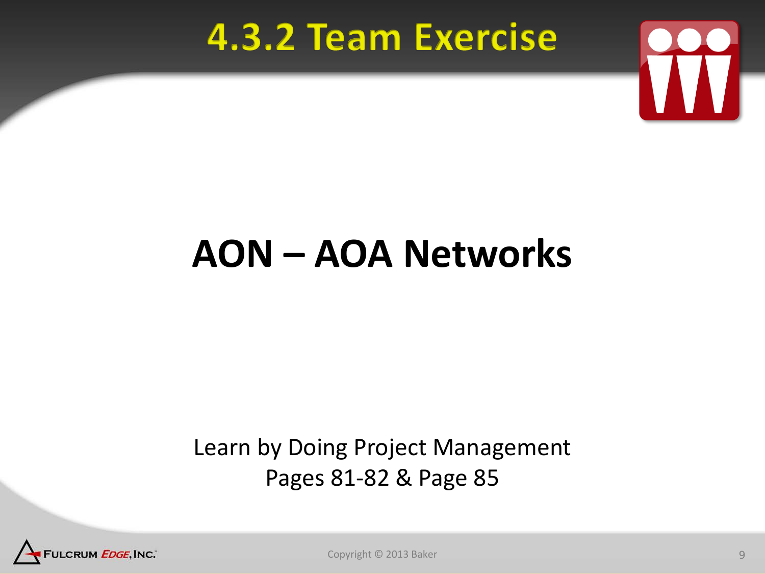# 4.3.2 Team Exercise

## AON – AOA Networks

Learn by Doing Project Management
Pages 81-82 & Page 85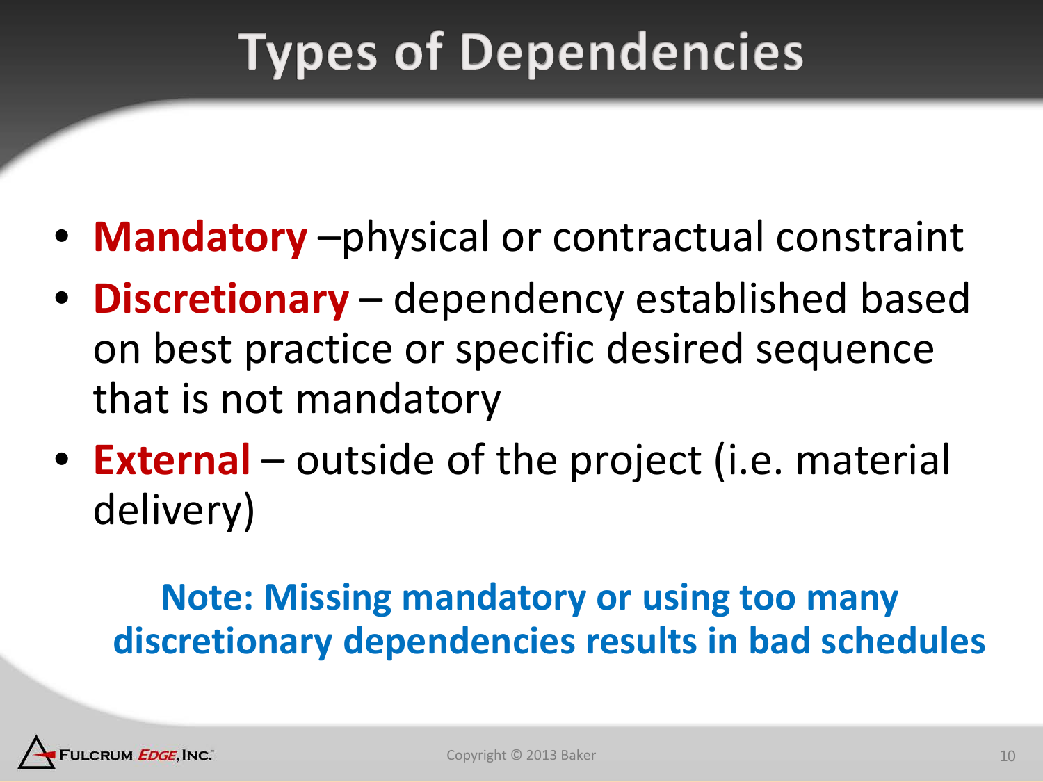# Types of Dependencies

- **Mandatory** –physical or contractual constraint
- **Discretionary** – dependency established based on best practice or specific desired sequence that is not mandatory
- **External** – outside of the project (i.e. material delivery)

**Note: Missing mandatory or using too many discretionary dependencies results in bad schedules**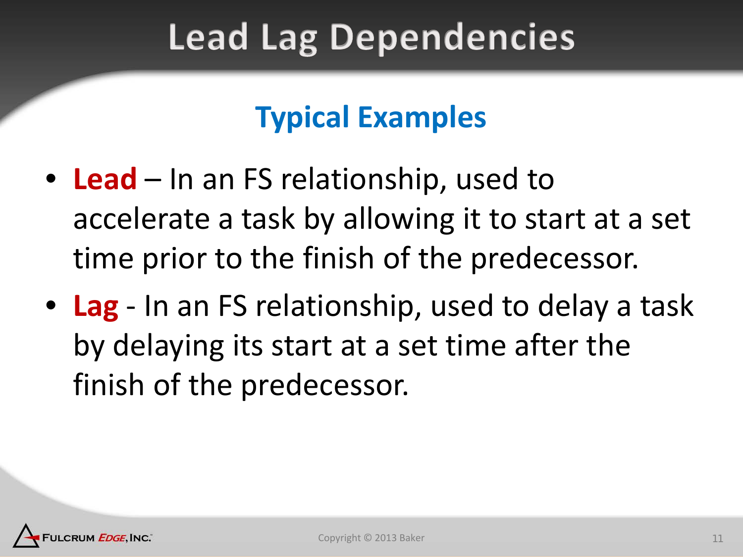# Lead Lag Dependencies

## Typical Examples

- **Lead** – In an FS relationship, used to accelerate a task by allowing it to start at a set time prior to the finish of the predecessor.
- **Lag** - In an FS relationship, used to delay a task by delaying its start at a set time after the finish of the predecessor.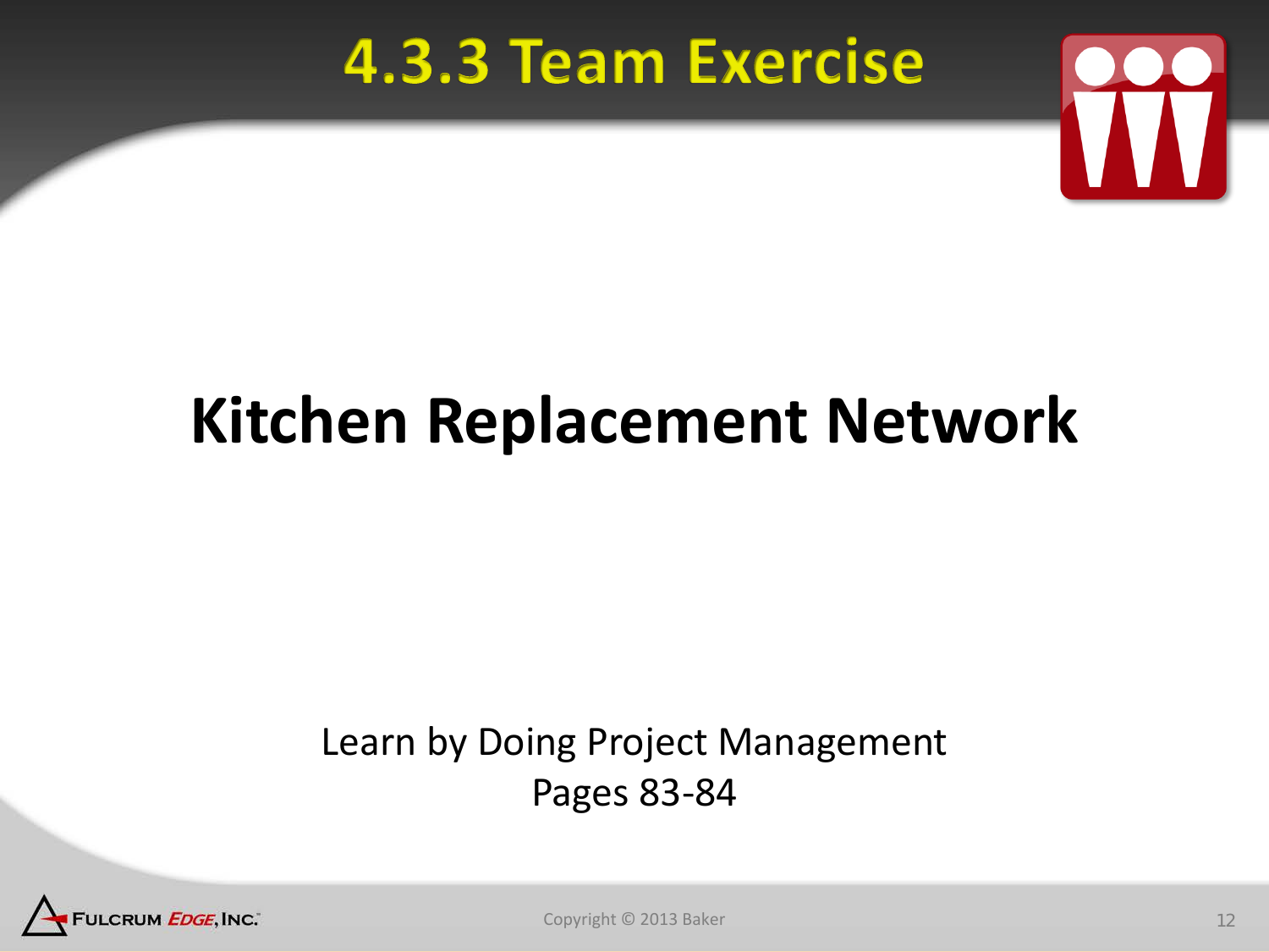# 4.3.3 Team Exercise

## Kitchen Replacement Network

Learn by Doing Project Management
Pages 83-84